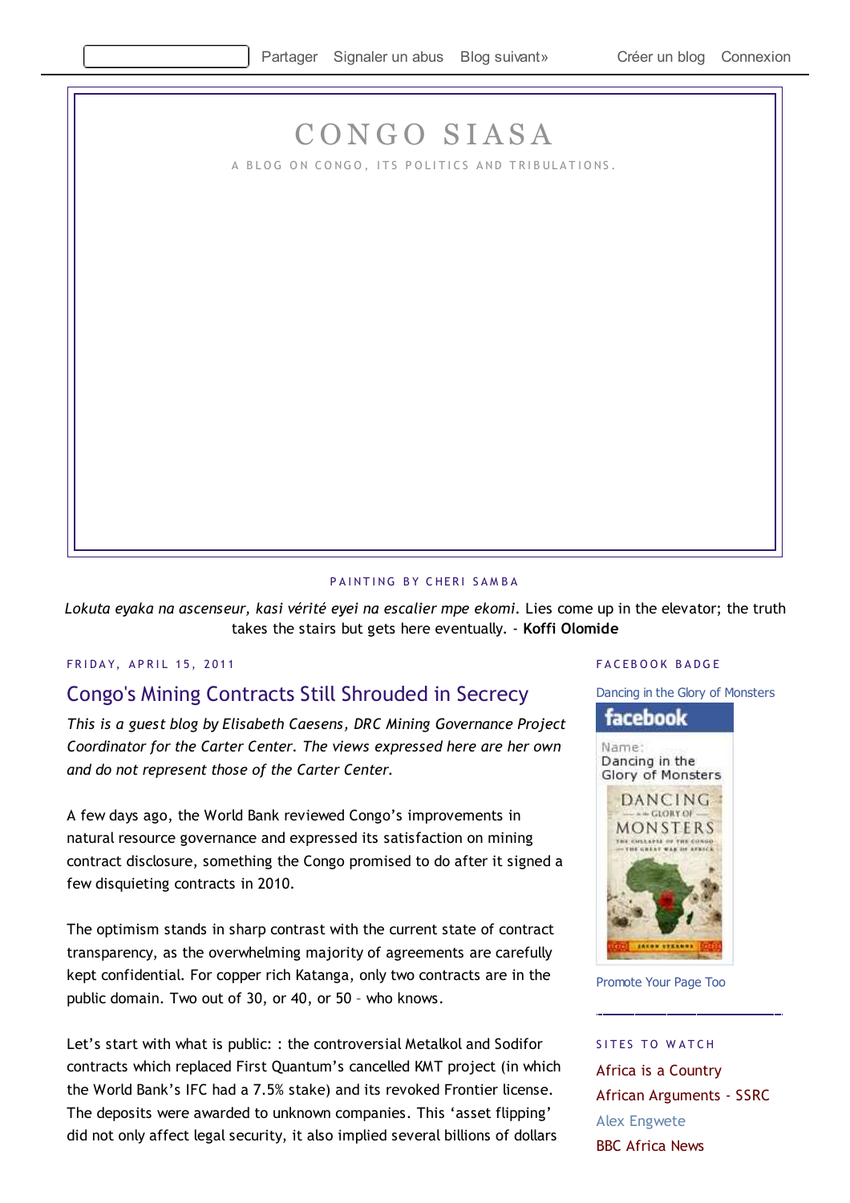Partager Signaler un abus Blog suivant» Créer un blog Connexion

# CONGO SIASA

A BLOG ON CONGO, ITS POLITICS AND TRIBULATIONS.

PAINTING BY CHERI SAMBA

*Lokuta eyaka na ascenseur, kasi vérité eyei na escalier mpe ekomi.* Lies come up in the elevator; the truth takes the stairs but gets here eventually. - **Koffi Olomide**

FRIDAY, APRIL 15, 2011

## Congo's Mining Contracts Still Shrouded in Secrecy

*This is a guest blog by Elisabeth Caesens, DRC Mining Governance Project Coordinator for the Carter Center. The views expressed here are her own and do not represent those of the Carter Center.*

A few days ago, the World Bank reviewed Congo's improvements in natural resource governance and expressed its satisfaction on mining contract disclosure, something the Congo promised to do after it signed a few disquieting contracts in 2010.

The optimism stands in sharp contrast with the current state of contract transparency, as the overwhelming majority of agreements are carefully kept confidential. For copper rich Katanga, only two contracts are in the public domain. Two out of 30, or 40, or 50 – who knows.

Let's start with what is public: : the controversial Metalkol and Sodifor contracts which replaced First Quantum's cancelled KMT project (in which the World Bank's IFC had a 7.5% stake) and its revoked Frontier license. The deposits were awarded to unknown companies. This 'asset flipping' did not only affect legal security, it also implied several billions of dollars

FACEBOOK BADGE

Dancing in the Glory of Monsters

facebook

Name:
Dancing in the Glory of Monsters

Promote Your Page Too

SITES TO WATCH

Africa is a Country
African Arguments - SSRC
Alex Engwete
BBC Africa News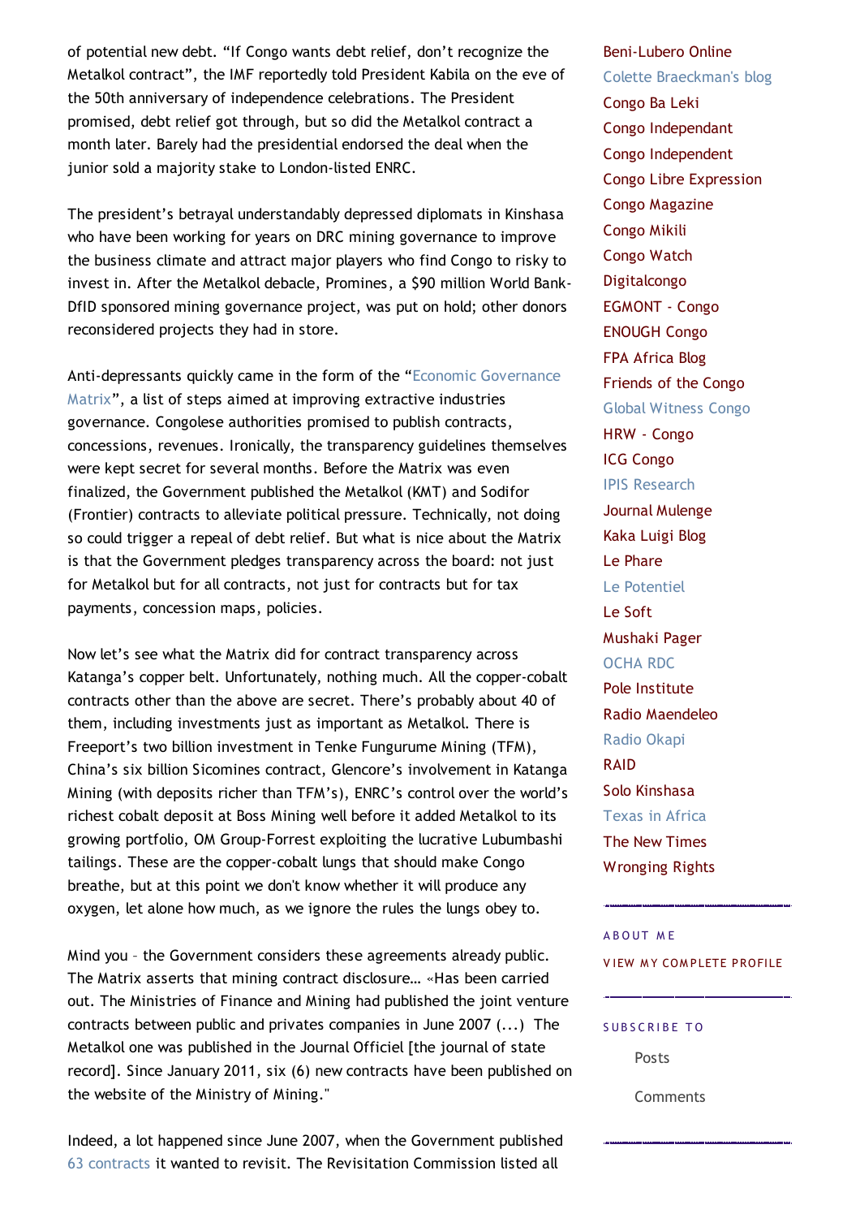of potential new debt. "If Congo wants debt relief, don't recognize the Metalkol contract", the IMF reportedly told President Kabila on the eve of the 50th anniversary of independence celebrations. The President promised, debt relief got through, but so did the Metalkol contract a month later. Barely had the presidential endorsed the deal when the junior sold a majority stake to London-listed ENRC.

The president's betrayal understandably depressed diplomats in Kinshasa who have been working for years on DRC mining governance to improve the business climate and attract major players who find Congo to risky to invest in. After the Metalkol debacle, Promines, a $90 million World Bank-DfID sponsored mining governance project, was put on hold; other donors reconsidered projects they had in store.

Anti-depressants quickly came in the form of the "Economic Governance Matrix", a list of steps aimed at improving extractive industries governance. Congolese authorities promised to publish contracts, concessions, revenues. Ironically, the transparency guidelines themselves were kept secret for several months. Before the Matrix was even finalized, the Government published the Metalkol (KMT) and Sodifor (Frontier) contracts to alleviate political pressure. Technically, not doing so could trigger a repeal of debt relief. But what is nice about the Matrix is that the Government pledges transparency across the board: not just for Metalkol but for all contracts, not just for contracts but for tax payments, concession maps, policies.

Now let's see what the Matrix did for contract transparency across Katanga's copper belt. Unfortunately, nothing much. All the copper-cobalt contracts other than the above are secret. There's probably about 40 of them, including investments just as important as Metalkol. There is Freeport's two billion investment in Tenke Fungurume Mining (TFM), China's six billion Sicomines contract, Glencore's involvement in Katanga Mining (with deposits richer than TFM's), ENRC's control over the world's richest cobalt deposit at Boss Mining well before it added Metalkol to its growing portfolio, OM Group-Forrest exploiting the lucrative Lubumbashi tailings. These are the copper-cobalt lungs that should make Congo breathe, but at this point we don't know whether it will produce any oxygen, let alone how much, as we ignore the rules the lungs obey to.

Mind you – the Government considers these agreements already public. The Matrix asserts that mining contract disclosure… «Has been carried out. The Ministries of Finance and Mining had published the joint venture contracts between public and privates companies in June 2007 (...) The Metalkol one was published in the Journal Officiel [the journal of state record]. Since January 2011, six (6) new contracts have been published on the website of the Ministry of Mining."

Indeed, a lot happened since June 2007, when the Government published 63 contracts it wanted to revisit. The Revisitation Commission listed all

Beni-Lubero Online
Colette Braeckman's blog
Congo Ba Leki
Congo Independant
Congo Independent
Congo Libre Expression
Congo Magazine
Congo Mikili
Congo Watch
Digitalcongo
EGMONT - Congo
ENOUGH Congo
FPA Africa Blog
Friends of the Congo
Global Witness Congo
HRW - Congo
ICG Congo
IPIS Research
Journal Mulenge
Kaka Luigi Blog
Le Phare
Le Potentiel
Le Soft
Mushaki Pager
OCHA RDC
Pole Institute
Radio Maendeleo
Radio Okapi
RAID
Solo Kinshasa
Texas in Africa
The New Times
Wronging Rights

ABOUT ME

VIEW MY COMPLETE PROFILE

SUBSCRIBE TO

Posts

Comments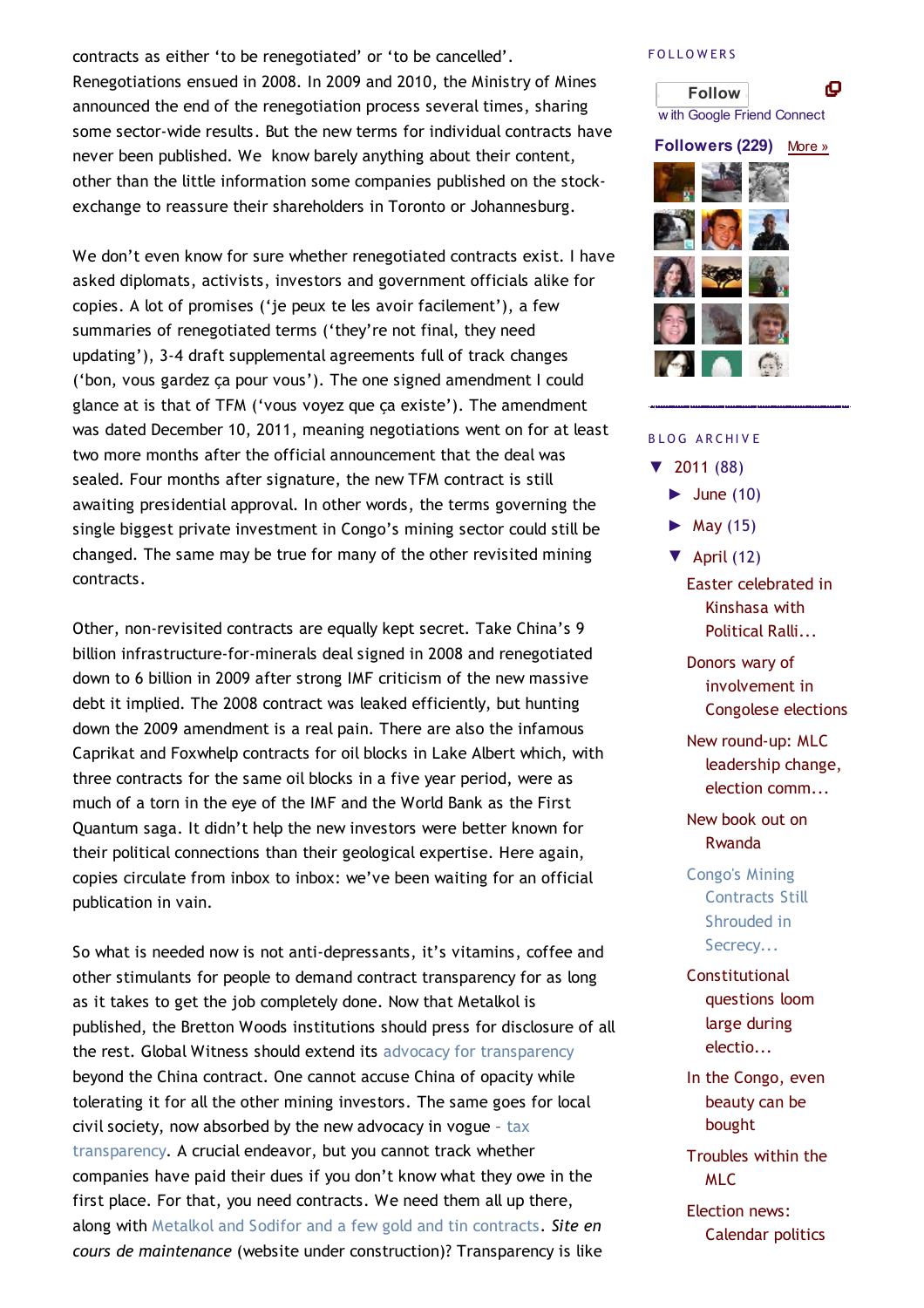contracts as either 'to be renegotiated' or 'to be cancelled'. Renegotiations ensued in 2008. In 2009 and 2010, the Ministry of Mines announced the end of the renegotiation process several times, sharing some sector-wide results. But the new terms for individual contracts have never been published. We know barely anything about their content, other than the little information some companies published on the stock-exchange to reassure their shareholders in Toronto or Johannesburg.

We don't even know for sure whether renegotiated contracts exist. I have asked diplomats, activists, investors and government officials alike for copies. A lot of promises ('je peux te les avoir facilement'), a few summaries of renegotiated terms ('they're not final, they need updating'), 3-4 draft supplemental agreements full of track changes ('bon, vous gardez ça pour vous'). The one signed amendment I could glance at is that of TFM ('vous voyez que ça existe'). The amendment was dated December 10, 2011, meaning negotiations went on for at least two more months after the official announcement that the deal was sealed. Four months after signature, the new TFM contract is still awaiting presidential approval. In other words, the terms governing the single biggest private investment in Congo's mining sector could still be changed. The same may be true for many of the other revisited mining contracts.

Other, non-revisited contracts are equally kept secret. Take China's 9 billion infrastructure-for-minerals deal signed in 2008 and renegotiated down to 6 billion in 2009 after strong IMF criticism of the new massive debt it implied. The 2008 contract was leaked efficiently, but hunting down the 2009 amendment is a real pain. There are also the infamous Caprikat and Foxwhelp contracts for oil blocks in Lake Albert which, with three contracts for the same oil blocks in a five year period, were as much of a torn in the eye of the IMF and the World Bank as the First Quantum saga. It didn't help the new investors were better known for their political connections than their geological expertise. Here again, copies circulate from inbox to inbox: we've been waiting for an official publication in vain.

So what is needed now is not anti-depressants, it's vitamins, coffee and other stimulants for people to demand contract transparency for as long as it takes to get the job completely done. Now that Metalkol is published, the Bretton Woods institutions should press for disclosure of all the rest. Global Witness should extend its advocacy for transparency beyond the China contract. One cannot accuse China of opacity while tolerating it for all the other mining investors. The same goes for local civil society, now absorbed by the new advocacy in vogue – tax transparency. A crucial endeavor, but you cannot track whether companies have paid their dues if you don't know what they owe in the first place. For that, you need contracts. We need them all up there, along with Metalkol and Sodifor and a few gold and tin contracts. *Site en cours de maintenance* (website under construction)? Transparency is like

FOLLOWERS

Follow with Google Friend Connect

Followers (229) More »

BLOG ARCHIVE

- ▼ 2011 (88)
  - ► June (10)
  - ► May (15)
  - ▼ April (12)
    - Easter celebrated in Kinshasa with Political Ralli...
    - Donors wary of involvement in Congolese elections
    - New round-up: MLC leadership change, election comm...
    - New book out on Rwanda
    - Congo's Mining Contracts Still Shrouded in Secrecy...
    - Constitutional questions loom large during electio...
    - In the Congo, even beauty can be bought
    - Troubles within the MLC
    - Election news: Calendar politics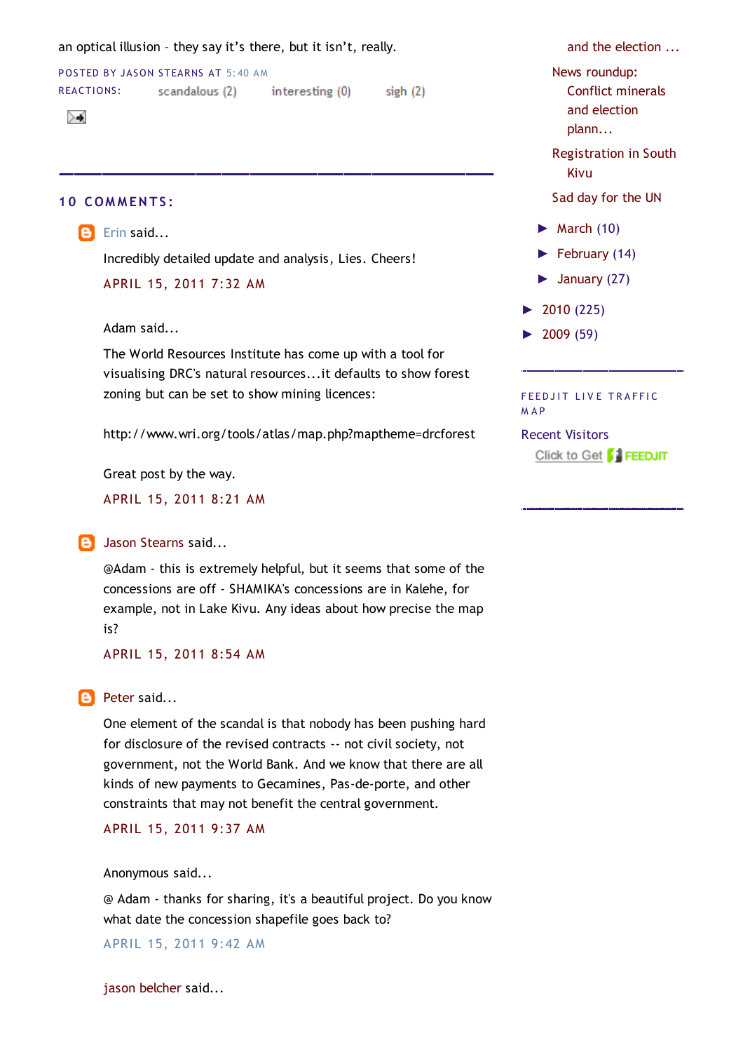an optical illusion – they say it's there, but it isn't, really.

POSTED BY JASON STEARNS AT 5:40 AM

REACTIONS: scandalous (2) interesting (0) sigh (2)

## 10 COMMENTS:

Erin said...

Incredibly detailed update and analysis, Lies. Cheers!

APRIL 15, 2011 7:32 AM

Adam said...

The World Resources Institute has come up with a tool for visualising DRC's natural resources...it defaults to show forest zoning but can be set to show mining licences:

http://www.wri.org/tools/atlas/map.php?maptheme=drcforest

Great post by the way.

APRIL 15, 2011 8:21 AM

Jason Stearns said...

@Adam - this is extremely helpful, but it seems that some of the concessions are off - SHAMIKA's concessions are in Kalehe, for example, not in Lake Kivu. Any ideas about how precise the map is?

APRIL 15, 2011 8:54 AM

Peter said...

One element of the scandal is that nobody has been pushing hard for disclosure of the revised contracts -- not civil society, not government, not the World Bank. And we know that there are all kinds of new payments to Gecamines, Pas-de-porte, and other constraints that may not benefit the central government.

APRIL 15, 2011 9:37 AM

Anonymous said...

@ Adam - thanks for sharing, it's a beautiful project. Do you know what date the concession shapefile goes back to?

APRIL 15, 2011 9:42 AM

jason belcher said...

and the election ...

News roundup: Conflict minerals and election plann...

Registration in South Kivu

Sad day for the UN

► March (10)

► February (14)

► January (27)

► 2010 (225)

► 2009 (59)

FEEDJIT LIVE TRAFFIC MAP

Recent Visitors

Click to Get FEEDJIT